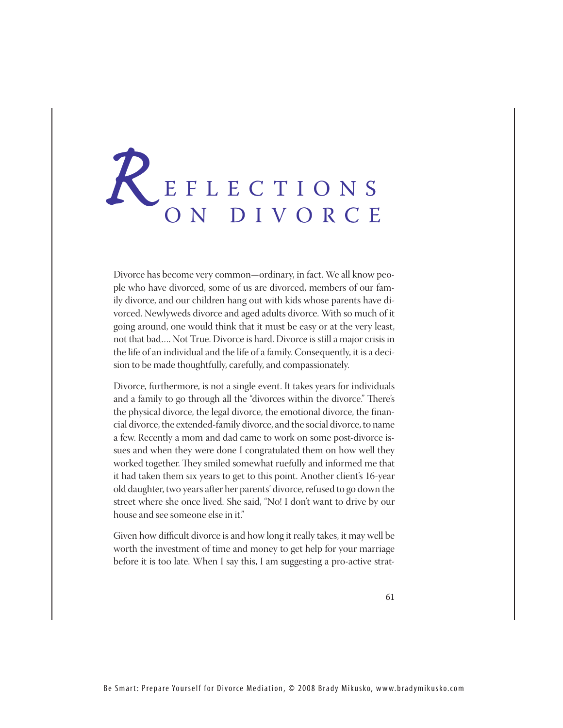# Reflections on Divorce

Divorce has become very common—ordinary, in fact. We all know people who have divorced, some of us are divorced, members of our family divorce, and our children hang out with kids whose parents have divorced. Newlyweds divorce and aged adults divorce. With so much of it going around, one would think that it must be easy or at the very least, not that bad.... Not True. Divorce is hard. Divorce is still a major crisis in the life of an individual and the life of a family. Consequently, it is a decision to be made thoughtfully, carefully, and compassionately.

Divorce, furthermore, is not a single event. It takes years for individuals and a family to go through all the "divorces within the divorce." There's the physical divorce, the legal divorce, the emotional divorce, the financial divorce, the extended-family divorce, and the social divorce, to name a few. Recently a mom and dad came to work on some post-divorce issues and when they were done I congratulated them on how well they worked together. They smiled somewhat ruefully and informed me that it had taken them six years to get to this point. Another client's 16-year old daughter, two years after her parents' divorce, refused to go down the street where she once lived. She said, "No! I don't want to drive by our house and see someone else in it."

Given how difficult divorce is and how long it really takes, it may well be worth the investment of time and money to get help for your marriage before it is too late. When I say this, I am suggesting a pro-active strat-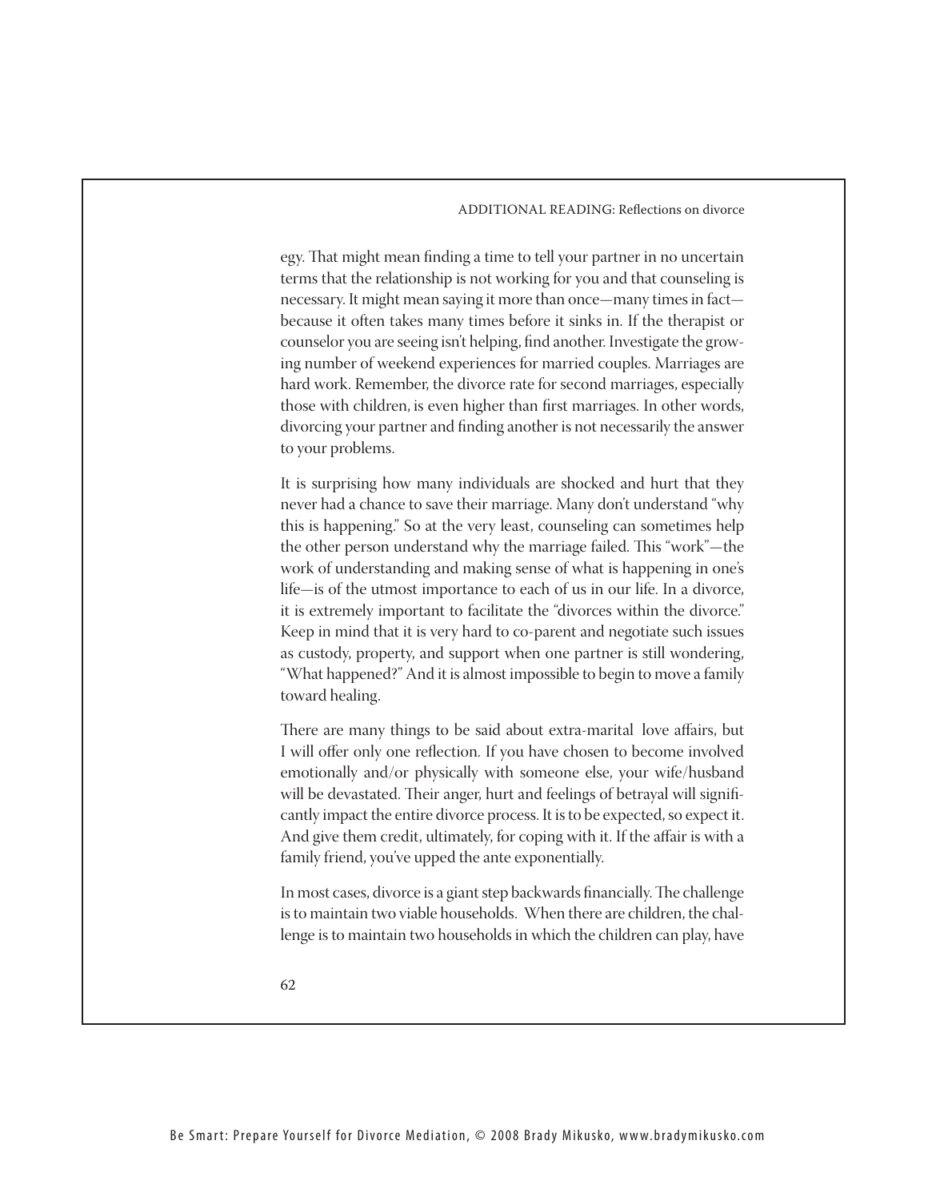egy. That might mean finding a time to tell your partner in no uncertain terms that the relationship is not working for you and that counseling is necessary. It might mean saying it more than once—many times in fact—because it often takes many times before it sinks in. If the therapist or counselor you are seeing isn't helping, find another. Investigate the growing number of weekend experiences for married couples. Marriages are hard work. Remember, the divorce rate for second marriages, especially those with children, is even higher than first marriages. In other words, divorcing your partner and finding another is not necessarily the answer to your problems.

It is surprising how many individuals are shocked and hurt that they never had a chance to save their marriage. Many don't understand "why this is happening." So at the very least, counseling can sometimes help the other person understand why the marriage failed. This "work"—the work of understanding and making sense of what is happening in one's life—is of the utmost importance to each of us in our life. In a divorce, it is extremely important to facilitate the "divorces within the divorce." Keep in mind that it is very hard to co-parent and negotiate such issues as custody, property, and support when one partner is still wondering, "What happened?" And it is almost impossible to begin to move a family toward healing.

There are many things to be said about extra-marital love affairs, but I will offer only one reflection. If you have chosen to become involved emotionally and/or physically with someone else, your wife/husband will be devastated. Their anger, hurt and feelings of betrayal will significantly impact the entire divorce process. It is to be expected, so expect it. And give them credit, ultimately, for coping with it. If the affair is with a family friend, you've upped the ante exponentially.

In most cases, divorce is a giant step backwards financially. The challenge is to maintain two viable households. When there are children, the challenge is to maintain two households in which the children can play, have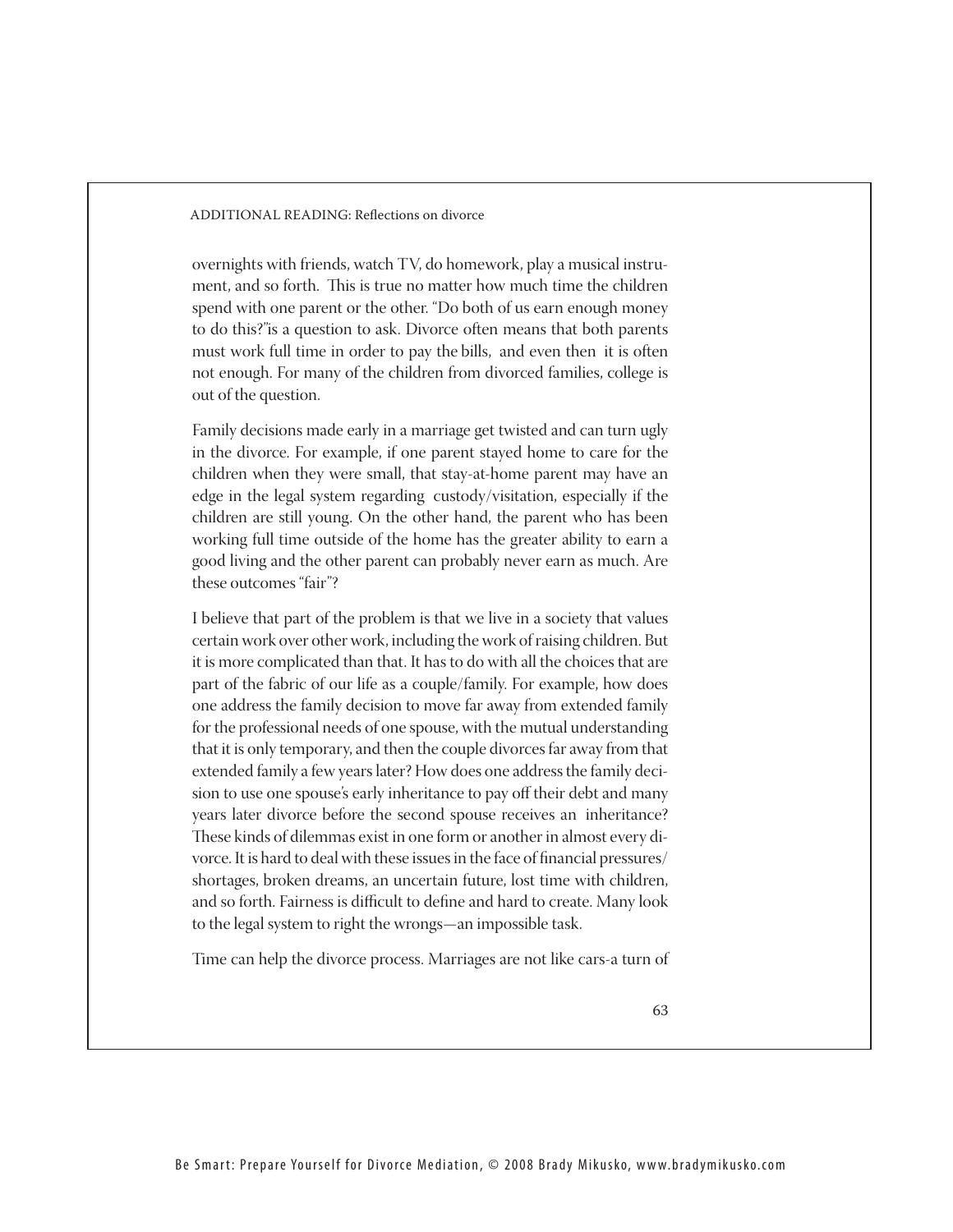overnights with friends, watch TV, do homework, play a musical instrument, and so forth. This is true no matter how much time the children spend with one parent or the other. "Do both of us earn enough money to do this?"is a question to ask. Divorce often means that both parents must work full time in order to pay the bills, and even then it is often not enough. For many of the children from divorced families, college is out of the question.

Family decisions made early in a marriage get twisted and can turn ugly in the divorce. For example, if one parent stayed home to care for the children when they were small, that stay-at-home parent may have an edge in the legal system regarding custody/visitation, especially if the children are still young. On the other hand, the parent who has been working full time outside of the home has the greater ability to earn a good living and the other parent can probably never earn as much. Are these outcomes "fair"?

I believe that part of the problem is that we live in a society that values certain work over other work, including the work of raising children. But it is more complicated than that. It has to do with all the choices that are part of the fabric of our life as a couple/family. For example, how does one address the family decision to move far away from extended family for the professional needs of one spouse, with the mutual understanding that it is only temporary, and then the couple divorces far away from that extended family a few years later? How does one address the family decision to use one spouse's early inheritance to pay off their debt and many years later divorce before the second spouse receives an inheritance? These kinds of dilemmas exist in one form or another in almost every divorce. It is hard to deal with these issues in the face of financial pressures/shortages, broken dreams, an uncertain future, lost time with children, and so forth. Fairness is difficult to define and hard to create. Many look to the legal system to right the wrongs—an impossible task.

Time can help the divorce process. Marriages are not like cars-a turn of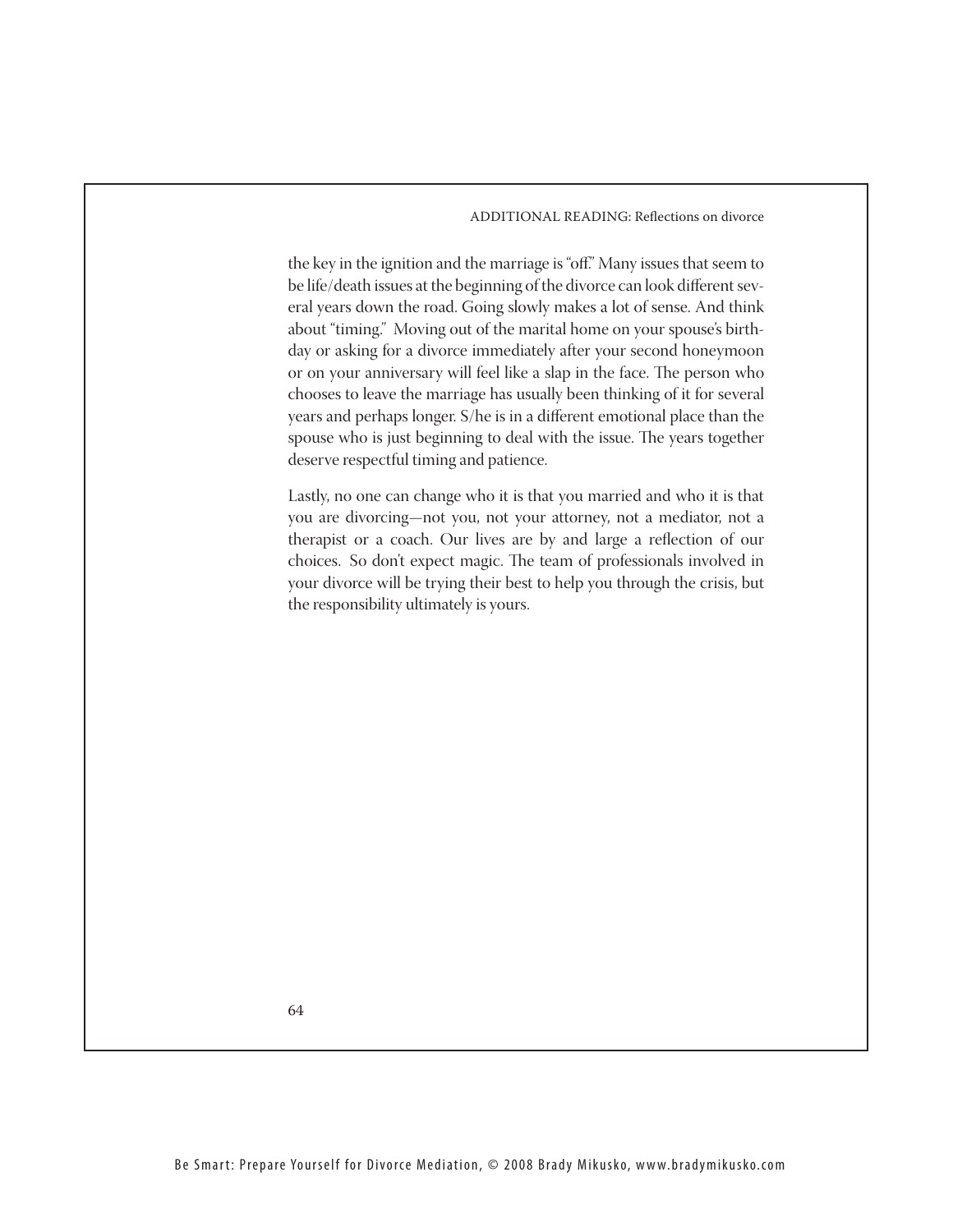the key in the ignition and the marriage is "off." Many issues that seem to be life/death issues at the beginning of the divorce can look different several years down the road. Going slowly makes a lot of sense. And think about "timing." Moving out of the marital home on your spouse's birthday or asking for a divorce immediately after your second honeymoon or on your anniversary will feel like a slap in the face. The person who chooses to leave the marriage has usually been thinking of it for several years and perhaps longer. S/he is in a different emotional place than the spouse who is just beginning to deal with the issue. The years together deserve respectful timing and patience.

Lastly, no one can change who it is that you married and who it is that you are divorcing—not you, not your attorney, not a mediator, not a therapist or a coach. Our lives are by and large a reflection of our choices. So don't expect magic. The team of professionals involved in your divorce will be trying their best to help you through the crisis, but the responsibility ultimately is yours.